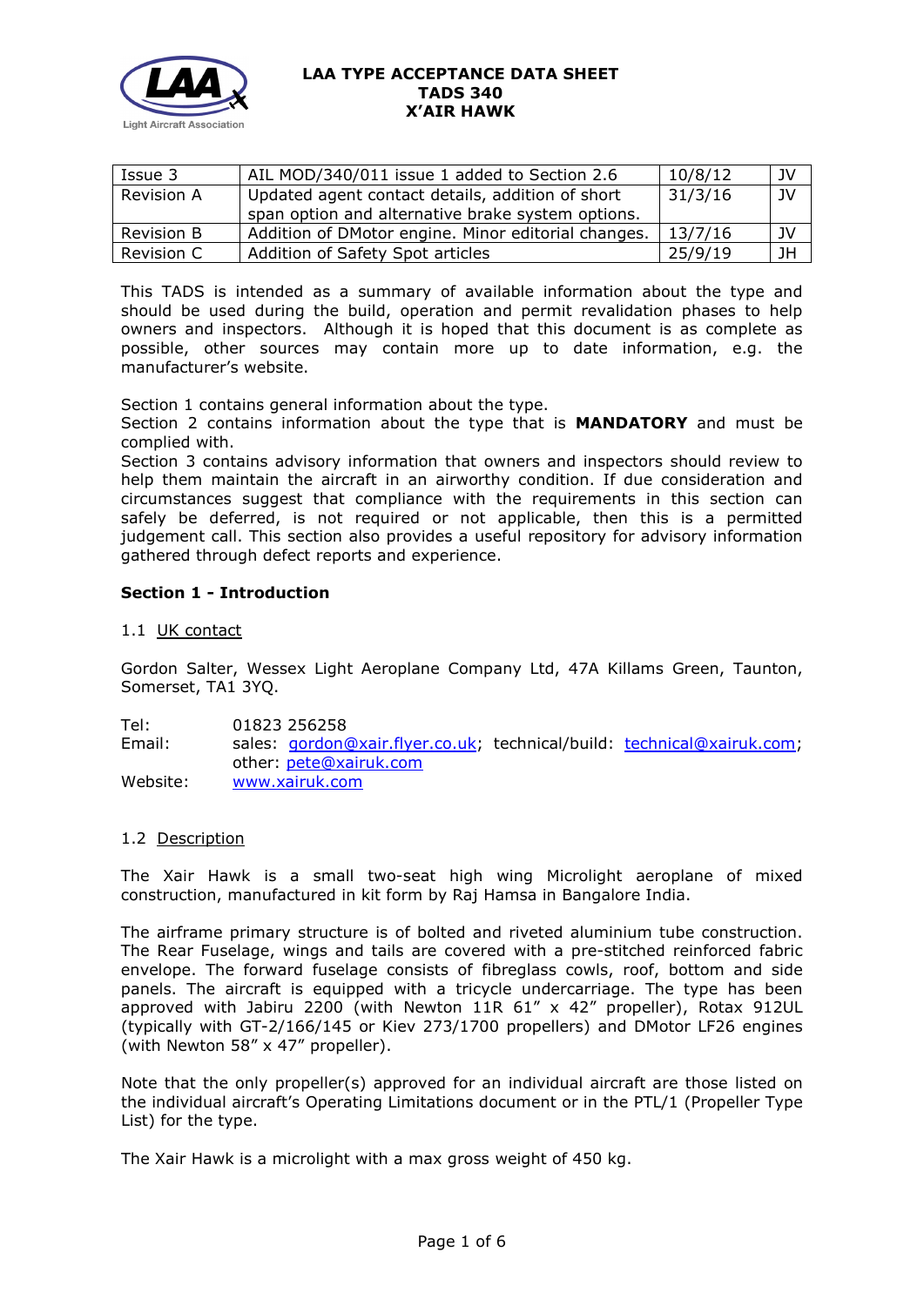**LAA TYPE ACCEPTANCE DATA SHEET**
**TADS 340**
**X'AIR HAWK**

| | | | |
|---|---|---|---|
| Issue 3 | AIL MOD/340/011 issue 1 added to Section 2.6 | 10/8/12 | JV |
| Revision A | Updated agent contact details, addition of short span option and alternative brake system options. | 31/3/16 | JV |
| Revision B | Addition of DMotor engine. Minor editorial changes. | 13/7/16 | JV |
| Revision C | Addition of Safety Spot articles | 25/9/19 | JH |

This TADS is intended as a summary of available information about the type and should be used during the build, operation and permit revalidation phases to help owners and inspectors. Although it is hoped that this document is as complete as possible, other sources may contain more up to date information, e.g. the manufacturer's website.

Section 1 contains general information about the type.
Section 2 contains information about the type that is **MANDATORY** and must be complied with.
Section 3 contains advisory information that owners and inspectors should review to help them maintain the aircraft in an airworthy condition. If due consideration and circumstances suggest that compliance with the requirements in this section can safely be deferred, is not required or not applicable, then this is a permitted judgement call. This section also provides a useful repository for advisory information gathered through defect reports and experience.

## Section 1 - Introduction

### 1.1 UK contact

Gordon Salter, Wessex Light Aeroplane Company Ltd, 47A Killams Green, Taunton, Somerset, TA1 3YQ.

Tel: 01823 256258
Email: sales: gordon@xair.flyer.co.uk; technical/build: technical@xairuk.com; other: pete@xairuk.com
Website: www.xairuk.com

### 1.2 Description

The Xair Hawk is a small two-seat high wing Microlight aeroplane of mixed construction, manufactured in kit form by Raj Hamsa in Bangalore India.

The airframe primary structure is of bolted and riveted aluminium tube construction. The Rear Fuselage, wings and tails are covered with a pre-stitched reinforced fabric envelope. The forward fuselage consists of fibreglass cowls, roof, bottom and side panels. The aircraft is equipped with a tricycle undercarriage. The type has been approved with Jabiru 2200 (with Newton 11R 61" x 42" propeller), Rotax 912UL (typically with GT-2/166/145 or Kiev 273/1700 propellers) and DMotor LF26 engines (with Newton 58" x 47" propeller).

Note that the only propeller(s) approved for an individual aircraft are those listed on the individual aircraft's Operating Limitations document or in the PTL/1 (Propeller Type List) for the type.

The Xair Hawk is a microlight with a max gross weight of 450 kg.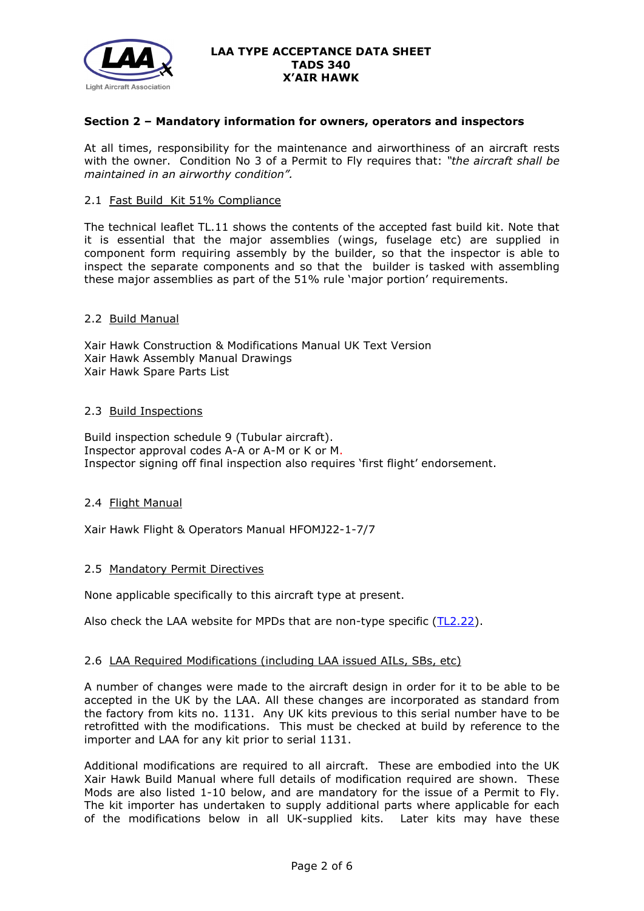## Section 2 – Mandatory information for owners, operators and inspectors

At all times, responsibility for the maintenance and airworthiness of an aircraft rests with the owner. Condition No 3 of a Permit to Fly requires that: *"the aircraft shall be maintained in an airworthy condition".*

### 2.1 Fast Build Kit 51% Compliance

The technical leaflet TL.11 shows the contents of the accepted fast build kit. Note that it is essential that the major assemblies (wings, fuselage etc) are supplied in component form requiring assembly by the builder, so that the inspector is able to inspect the separate components and so that the builder is tasked with assembling these major assemblies as part of the 51% rule 'major portion' requirements.

### 2.2 Build Manual

Xair Hawk Construction & Modifications Manual UK Text Version
Xair Hawk Assembly Manual Drawings
Xair Hawk Spare Parts List

### 2.3 Build Inspections

Build inspection schedule 9 (Tubular aircraft).
Inspector approval codes A-A or A-M or K or M.
Inspector signing off final inspection also requires 'first flight' endorsement.

### 2.4 Flight Manual

Xair Hawk Flight & Operators Manual HFOMJ22-1-7/7

### 2.5 Mandatory Permit Directives

None applicable specifically to this aircraft type at present.

Also check the LAA website for MPDs that are non-type specific (TL2.22).

### 2.6 LAA Required Modifications (including LAA issued AILs, SBs, etc)

A number of changes were made to the aircraft design in order for it to be able to be accepted in the UK by the LAA. All these changes are incorporated as standard from the factory from kits no. 1131. Any UK kits previous to this serial number have to be retrofitted with the modifications. This must be checked at build by reference to the importer and LAA for any kit prior to serial 1131.

Additional modifications are required to all aircraft. These are embodied into the UK Xair Hawk Build Manual where full details of modification required are shown. These Mods are also listed 1-10 below, and are mandatory for the issue of a Permit to Fly. The kit importer has undertaken to supply additional parts where applicable for each of the modifications below in all UK-supplied kits. Later kits may have these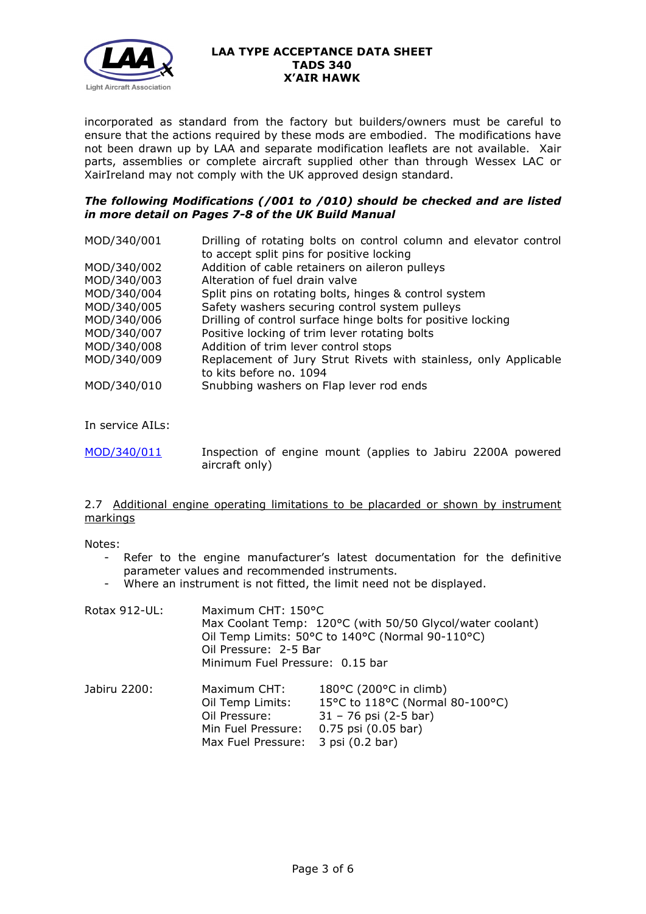incorporated as standard from the factory but builders/owners must be careful to ensure that the actions required by these mods are embodied. The modifications have not been drawn up by LAA and separate modification leaflets are not available. Xair parts, assemblies or complete aircraft supplied other than through Wessex LAC or XairIreland may not comply with the UK approved design standard.

***The following Modifications (/001 to /010) should be checked and are listed in more detail on Pages 7-8 of the UK Build Manual***

| | |
|---|---|
| MOD/340/001 | Drilling of rotating bolts on control column and elevator control to accept split pins for positive locking |
| MOD/340/002 | Addition of cable retainers on aileron pulleys |
| MOD/340/003 | Alteration of fuel drain valve |
| MOD/340/004 | Split pins on rotating bolts, hinges & control system |
| MOD/340/005 | Safety washers securing control system pulleys |
| MOD/340/006 | Drilling of control surface hinge bolts for positive locking |
| MOD/340/007 | Positive locking of trim lever rotating bolts |
| MOD/340/008 | Addition of trim lever control stops |
| MOD/340/009 | Replacement of Jury Strut Rivets with stainless, only Applicable to kits before no. 1094 |
| MOD/340/010 | Snubbing washers on Flap lever rod ends |

In service AILs:

| | |
|---|---|
| MOD/340/011 | Inspection of engine mount (applies to Jabiru 2200A powered aircraft only) |

2.7 Additional engine operating limitations to be placarded or shown by instrument markings

Notes:

- Refer to the engine manufacturer's latest documentation for the definitive parameter values and recommended instruments.
- Where an instrument is not fitted, the limit need not be displayed.

Rotax 912-UL:
Maximum CHT: 150°C
Max Coolant Temp: 120°C (with 50/50 Glycol/water coolant)
Oil Temp Limits: 50°C to 140°C (Normal 90-110°C)
Oil Pressure: 2-5 Bar
Minimum Fuel Pressure: 0.15 bar

| | | |
|---|---|---|
| Jabiru 2200: | Maximum CHT: | 180°C (200°C in climb) |
| | Oil Temp Limits: | 15°C to 118°C (Normal 80-100°C) |
| | Oil Pressure: | 31 – 76 psi (2-5 bar) |
| | Min Fuel Pressure: | 0.75 psi (0.05 bar) |
| | Max Fuel Pressure: | 3 psi (0.2 bar) |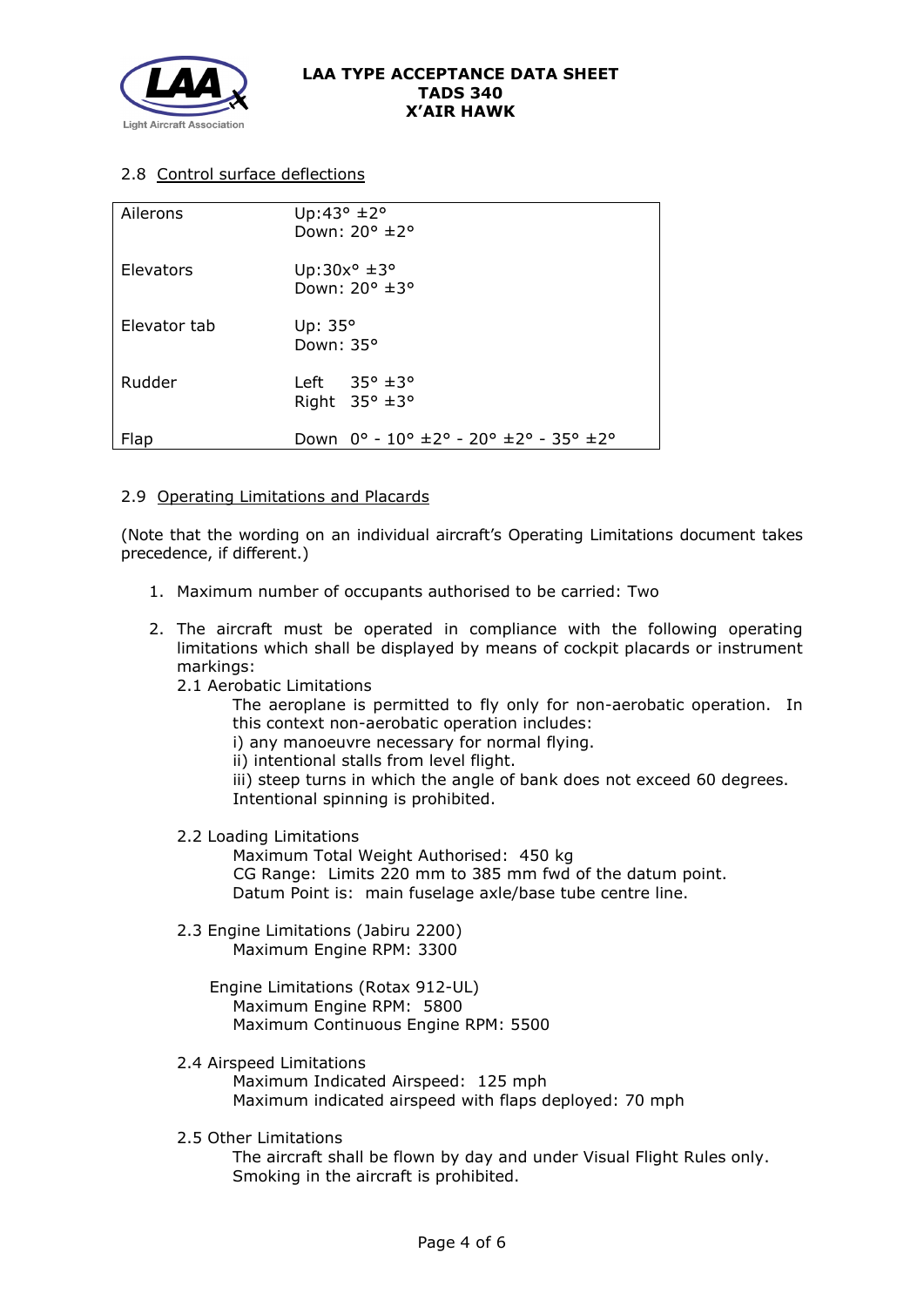2.8 Control surface deflections

| | |
|---|---|
| Ailerons | Up:43° ±2°<br>Down: 20° ±2° |
| Elevators | Up:30x° ±3°<br>Down: 20° ±3° |
| Elevator tab | Up: 35°<br>Down: 35° |
| Rudder | Left 35° ±3°<br>Right 35° ±3° |
| Flap | Down 0° - 10° ±2° - 20° ±2° - 35° ±2° |

2.9 Operating Limitations and Placards

(Note that the wording on an individual aircraft's Operating Limitations document takes precedence, if different.)

1. Maximum number of occupants authorised to be carried: Two
2. The aircraft must be operated in compliance with the following operating limitations which shall be displayed by means of cockpit placards or instrument markings:

   2.1 Aerobatic Limitations

   The aeroplane is permitted to fly only for non-aerobatic operation. In this context non-aerobatic operation includes:
   i) any manoeuvre necessary for normal flying.
   ii) intentional stalls from level flight.
   iii) steep turns in which the angle of bank does not exceed 60 degrees.
   Intentional spinning is prohibited.

   2.2 Loading Limitations

   Maximum Total Weight Authorised: 450 kg
   CG Range: Limits 220 mm to 385 mm fwd of the datum point.
   Datum Point is: main fuselage axle/base tube centre line.

   2.3 Engine Limitations (Jabiru 2200)

   Maximum Engine RPM: 3300

   Engine Limitations (Rotax 912-UL)

   Maximum Engine RPM: 5800
   Maximum Continuous Engine RPM: 5500

   2.4 Airspeed Limitations

   Maximum Indicated Airspeed: 125 mph
   Maximum indicated airspeed with flaps deployed: 70 mph

   2.5 Other Limitations

   The aircraft shall be flown by day and under Visual Flight Rules only.
   Smoking in the aircraft is prohibited.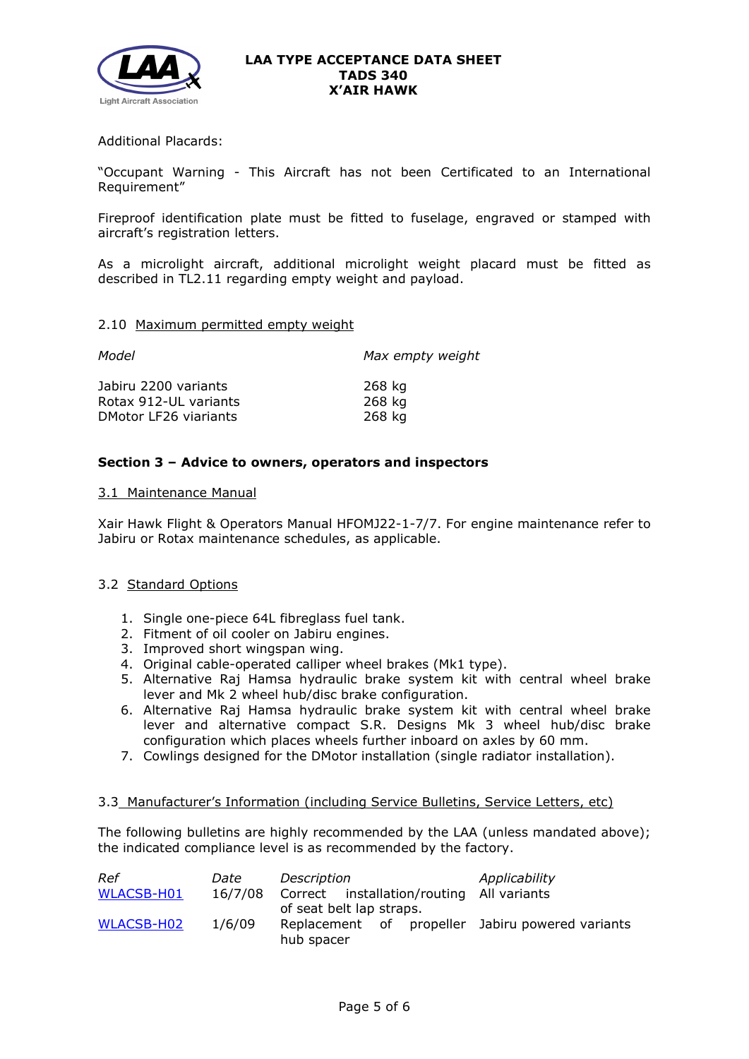Additional Placards:

"Occupant Warning - This Aircraft has not been Certificated to an International Requirement"

Fireproof identification plate must be fitted to fuselage, engraved or stamped with aircraft's registration letters.

As a microlight aircraft, additional microlight weight placard must be fitted as described in TL2.11 regarding empty weight and payload.

2.10 Maximum permitted empty weight

| *Model* | *Max empty weight* |
|---|---|
| Jabiru 2200 variants | 268 kg |
| Rotax 912-UL variants | 268 kg |
| DMotor LF26 viariants | 268 kg |

## Section 3 – Advice to owners, operators and inspectors

3.1 Maintenance Manual

Xair Hawk Flight & Operators Manual HFOMJ22-1-7/7. For engine maintenance refer to Jabiru or Rotax maintenance schedules, as applicable.

3.2 Standard Options

1. Single one-piece 64L fibreglass fuel tank.
2. Fitment of oil cooler on Jabiru engines.
3. Improved short wingspan wing.
4. Original cable-operated calliper wheel brakes (Mk1 type).
5. Alternative Raj Hamsa hydraulic brake system kit with central wheel brake lever and Mk 2 wheel hub/disc brake configuration.
6. Alternative Raj Hamsa hydraulic brake system kit with central wheel brake lever and alternative compact S.R. Designs Mk 3 wheel hub/disc brake configuration which places wheels further inboard on axles by 60 mm.
7. Cowlings designed for the DMotor installation (single radiator installation).

3.3 Manufacturer's Information (including Service Bulletins, Service Letters, etc)

The following bulletins are highly recommended by the LAA (unless mandated above); the indicated compliance level is as recommended by the factory.

| *Ref* | *Date* | *Description* | *Applicability* |
|---|---|---|---|
| WLACSB-H01 | 16/7/08 | Correct installation/routing of seat belt lap straps. | All variants |
| WLACSB-H02 | 1/6/09 | Replacement of propeller hub spacer | Jabiru powered variants |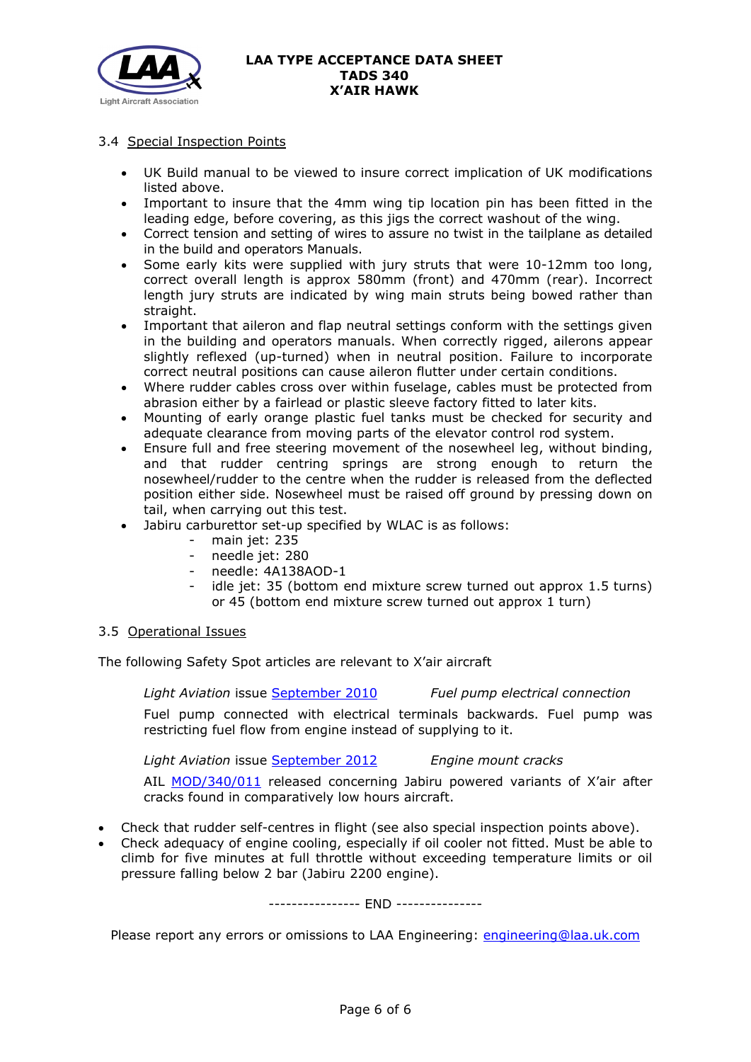### 3.4 Special Inspection Points

- UK Build manual to be viewed to insure correct implication of UK modifications listed above.
- Important to insure that the 4mm wing tip location pin has been fitted in the leading edge, before covering, as this jigs the correct washout of the wing.
- Correct tension and setting of wires to assure no twist in the tailplane as detailed in the build and operators Manuals.
- Some early kits were supplied with jury struts that were 10-12mm too long, correct overall length is approx 580mm (front) and 470mm (rear). Incorrect length jury struts are indicated by wing main struts being bowed rather than straight.
- Important that aileron and flap neutral settings conform with the settings given in the building and operators manuals. When correctly rigged, ailerons appear slightly reflexed (up-turned) when in neutral position. Failure to incorporate correct neutral positions can cause aileron flutter under certain conditions.
- Where rudder cables cross over within fuselage, cables must be protected from abrasion either by a fairlead or plastic sleeve factory fitted to later kits.
- Mounting of early orange plastic fuel tanks must be checked for security and adequate clearance from moving parts of the elevator control rod system.
- Ensure full and free steering movement of the nosewheel leg, without binding, and that rudder centring springs are strong enough to return the nosewheel/rudder to the centre when the rudder is released from the deflected position either side. Nosewheel must be raised off ground by pressing down on tail, when carrying out this test.
- Jabiru carburettor set-up specified by WLAC is as follows:
  - main jet: 235
  - needle jet: 280
  - needle: 4A138AOD-1
  - idle jet: 35 (bottom end mixture screw turned out approx 1.5 turns) or 45 (bottom end mixture screw turned out approx 1 turn)

### 3.5 Operational Issues

The following Safety Spot articles are relevant to X'air aircraft

> *Light Aviation* issue September 2010 *Fuel pump electrical connection*
>
> Fuel pump connected with electrical terminals backwards. Fuel pump was restricting fuel flow from engine instead of supplying to it.
>
> *Light Aviation* issue September 2012 *Engine mount cracks*
>
> AIL MOD/340/011 released concerning Jabiru powered variants of X'air after cracks found in comparatively low hours aircraft.

- Check that rudder self-centres in flight (see also special inspection points above).
- Check adequacy of engine cooling, especially if oil cooler not fitted. Must be able to climb for five minutes at full throttle without exceeding temperature limits or oil pressure falling below 2 bar (Jabiru 2200 engine).

---------------- END ---------------

Please report any errors or omissions to LAA Engineering: engineering@laa.uk.com